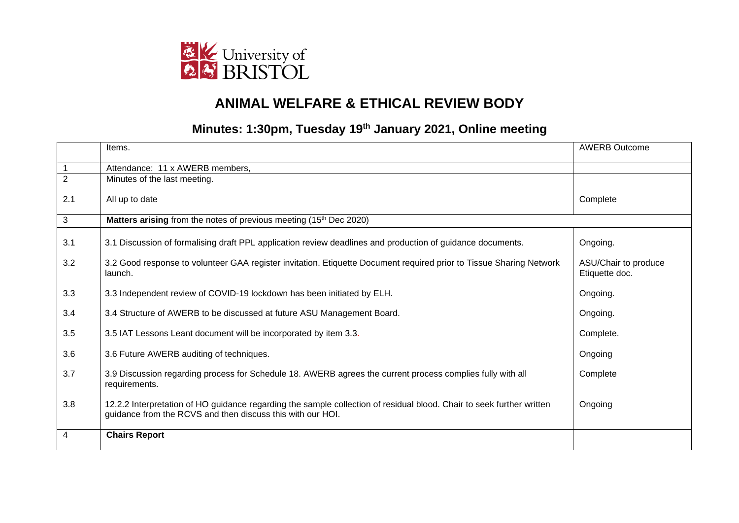University of BRISTOL

# ANIMAL WELFARE & ETHICAL REVIEW BODY

## Minutes: 1:30pm, Tuesday 19th January 2021, Online meeting

| | Items. | AWERB Outcome |
|---|---|---|
| 1 | Attendance: 11 x AWERB members, | |
| 2 | Minutes of the last meeting. | |
| 2.1 | All up to date | Complete |
| 3 | **Matters arising** from the notes of previous meeting (15th Dec 2020) | |
| 3.1 | 3.1 Discussion of formalising draft PPL application review deadlines and production of guidance documents. | Ongoing. |
| 3.2 | 3.2 Good response to volunteer GAA register invitation. Etiquette Document required prior to Tissue Sharing Network launch. | ASU/Chair to produce Etiquette doc. |
| 3.3 | 3.3 Independent review of COVID-19 lockdown has been initiated by ELH. | Ongoing. |
| 3.4 | 3.4 Structure of AWERB to be discussed at future ASU Management Board. | Ongoing. |
| 3.5 | 3.5 IAT Lessons Leant document will be incorporated by item 3.3. | Complete. |
| 3.6 | 3.6 Future AWERB auditing of techniques. | Ongoing |
| 3.7 | 3.9 Discussion regarding process for Schedule 18. AWERB agrees the current process complies fully with all requirements. | Complete |
| 3.8 | 12.2.2 Interpretation of HO guidance regarding the sample collection of residual blood. Chair to seek further written guidance from the RCVS and then discuss this with our HOI. | Ongoing |
| 4 | **Chairs Report** | |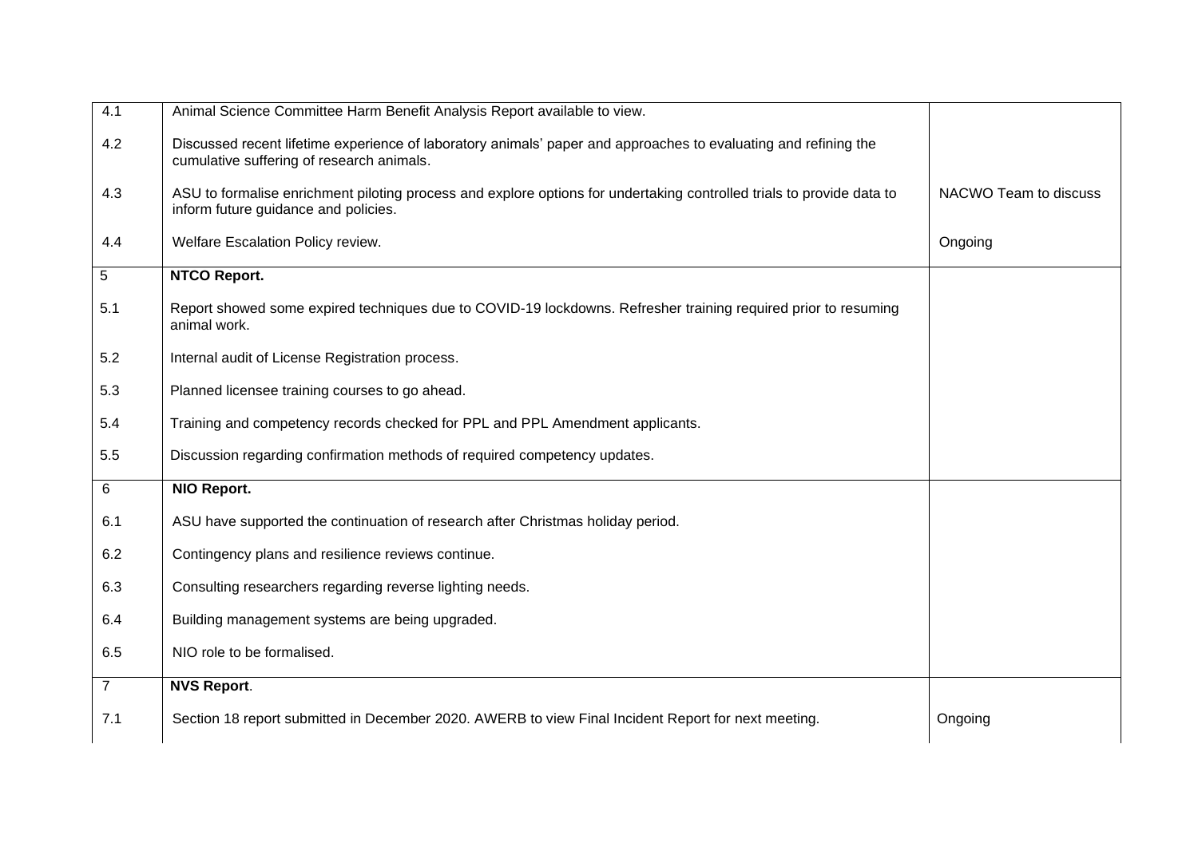| | | |
|---|---|---|
| 4.1 | Animal Science Committee Harm Benefit Analysis Report available to view. | |
| 4.2 | Discussed recent lifetime experience of laboratory animals' paper and approaches to evaluating and refining the cumulative suffering of research animals. | |
| 4.3 | ASU to formalise enrichment piloting process and explore options for undertaking controlled trials to provide data to inform future guidance and policies. | NACWO Team to discuss |
| 4.4 | Welfare Escalation Policy review. | Ongoing |
| 5 | **NTCO Report.** | |
| 5.1 | Report showed some expired techniques due to COVID-19 lockdowns. Refresher training required prior to resuming animal work. | |
| 5.2 | Internal audit of License Registration process. | |
| 5.3 | Planned licensee training courses to go ahead. | |
| 5.4 | Training and competency records checked for PPL and PPL Amendment applicants. | |
| 5.5 | Discussion regarding confirmation methods of required competency updates. | |
| 6 | **NIO Report.** | |
| 6.1 | ASU have supported the continuation of research after Christmas holiday period. | |
| 6.2 | Contingency plans and resilience reviews continue. | |
| 6.3 | Consulting researchers regarding reverse lighting needs. | |
| 6.4 | Building management systems are being upgraded. | |
| 6.5 | NIO role to be formalised. | |
| 7 | **NVS Report**. | |
| 7.1 | Section 18 report submitted in December 2020. AWERB to view Final Incident Report for next meeting. | Ongoing |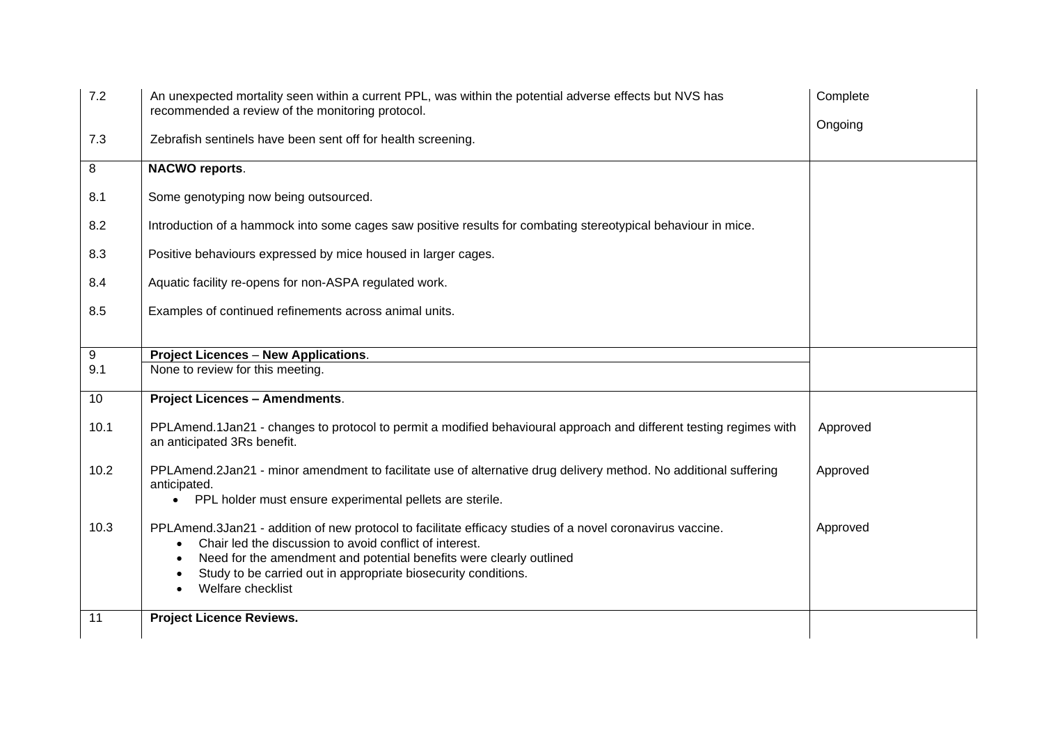| | | |
|---|---|---|
| 7.2 | An unexpected mortality seen within a current PPL, was within the potential adverse effects but NVS has recommended a review of the monitoring protocol. | Complete |
| 7.3 | Zebrafish sentinels have been sent off for health screening. | Ongoing |
| 8 | **NACWO reports**. | |
| 8.1 | Some genotyping now being outsourced. | |
| 8.2 | Introduction of a hammock into some cages saw positive results for combating stereotypical behaviour in mice. | |
| 8.3 | Positive behaviours expressed by mice housed in larger cages. | |
| 8.4 | Aquatic facility re-opens for non-ASPA regulated work. | |
| 8.5 | Examples of continued refinements across animal units. | |
| 9 | **Project Licences** – **New Applications**. | |
| 9.1 | None to review for this meeting. | |
| 10 | **Project Licences – Amendments**. | |
| 10.1 | PPLAmend.1Jan21 - changes to protocol to permit a modified behavioural approach and different testing regimes with an anticipated 3Rs benefit. | Approved |
| 10.2 | PPLAmend.2Jan21 - minor amendment to facilitate use of alternative drug delivery method. No additional suffering anticipated.<br>• PPL holder must ensure experimental pellets are sterile. | Approved |
| 10.3 | PPLAmend.3Jan21 - addition of new protocol to facilitate efficacy studies of a novel coronavirus vaccine.<br>• Chair led the discussion to avoid conflict of interest.<br>• Need for the amendment and potential benefits were clearly outlined<br>• Study to be carried out in appropriate biosecurity conditions.<br>• Welfare checklist | Approved |
| 11 | **Project Licence Reviews.** | |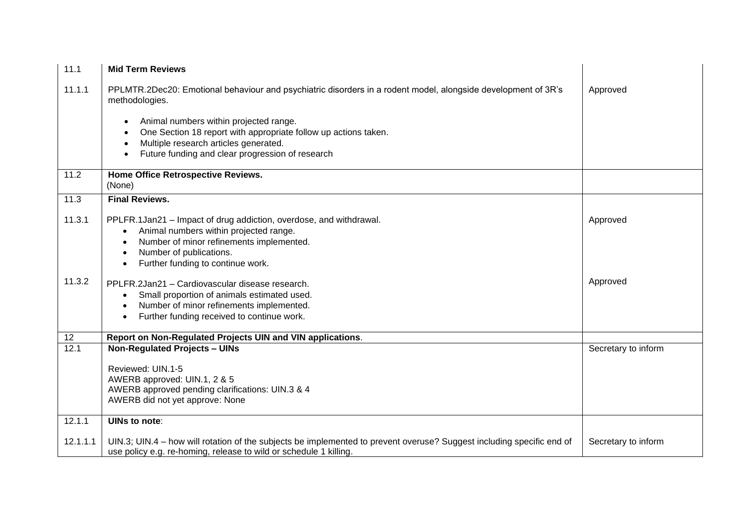| | | |
|---|---|---|
| 11.1 | **Mid Term Reviews** | |
| 11.1.1 | PPLMTR.2Dec20: Emotional behaviour and psychiatric disorders in a rodent model, alongside development of 3R's methodologies.<br><br>• Animal numbers within projected range.<br>• One Section 18 report with appropriate follow up actions taken.<br>• Multiple research articles generated.<br>• Future funding and clear progression of research | Approved |
| 11.2 | **Home Office Retrospective Reviews.**<br>(None) | |
| 11.3 | **Final Reviews.** | |
| 11.3.1 | PPLFR.1Jan21 – Impact of drug addiction, overdose, and withdrawal.<br>• Animal numbers within projected range.<br>• Number of minor refinements implemented.<br>• Number of publications.<br>• Further funding to continue work. | Approved |
| 11.3.2 | PPLFR.2Jan21 – Cardiovascular disease research.<br>• Small proportion of animals estimated used.<br>• Number of minor refinements implemented.<br>• Further funding received to continue work. | Approved |
| 12 | **Report on Non-Regulated Projects UIN and VIN applications**. | |
| 12.1 | **Non-Regulated Projects – UINs**<br><br>Reviewed: UIN.1-5<br>AWERB approved: UIN.1, 2 & 5<br>AWERB approved pending clarifications: UIN.3 & 4<br>AWERB did not yet approve: None | Secretary to inform |
| 12.1.1 | **UINs to note**: | |
| 12.1.1.1 | UIN.3; UIN.4 – how will rotation of the subjects be implemented to prevent overuse? Suggest including specific end of use policy e.g. re-homing, release to wild or schedule 1 killing. | Secretary to inform |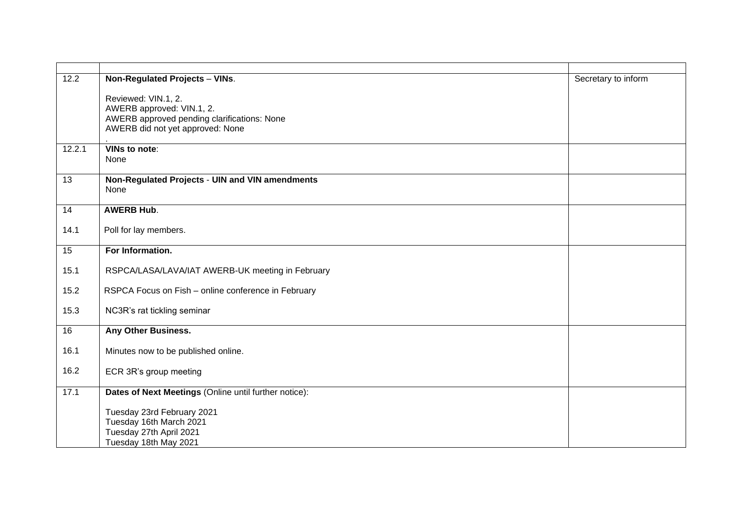| | | |
|---|---|---|
| 12.2 | **Non-Regulated Projects** – **VINs**.<br><br>Reviewed: VIN.1, 2.<br>AWERB approved: VIN.1, 2.<br>AWERB approved pending clarifications: None<br>AWERB did not yet approved: None<br>. | Secretary to inform |
| 12.2.1 | **VINs to note**:<br>None | |
| 13 | **Non-Regulated Projects** - **UIN and VIN amendments**<br>None | |
| 14<br><br>14.1 | **AWERB Hub**.<br><br>Poll for lay members. | |
| 15<br><br>15.1<br><br>15.2<br><br>15.3 | **For Information.**<br><br>RSPCA/LASA/LAVA/IAT AWERB-UK meeting in February<br><br>RSPCA Focus on Fish – online conference in February<br><br>NC3R's rat tickling seminar | |
| 16<br><br>16.1<br><br>16.2 | **Any Other Business.**<br><br>Minutes now to be published online.<br><br>ECR 3R's group meeting | |
| 17.1 | **Dates of Next Meetings** (Online until further notice):<br><br>Tuesday 23rd February 2021<br>Tuesday 16th March 2021<br>Tuesday 27th April 2021<br>Tuesday 18th May 2021 | |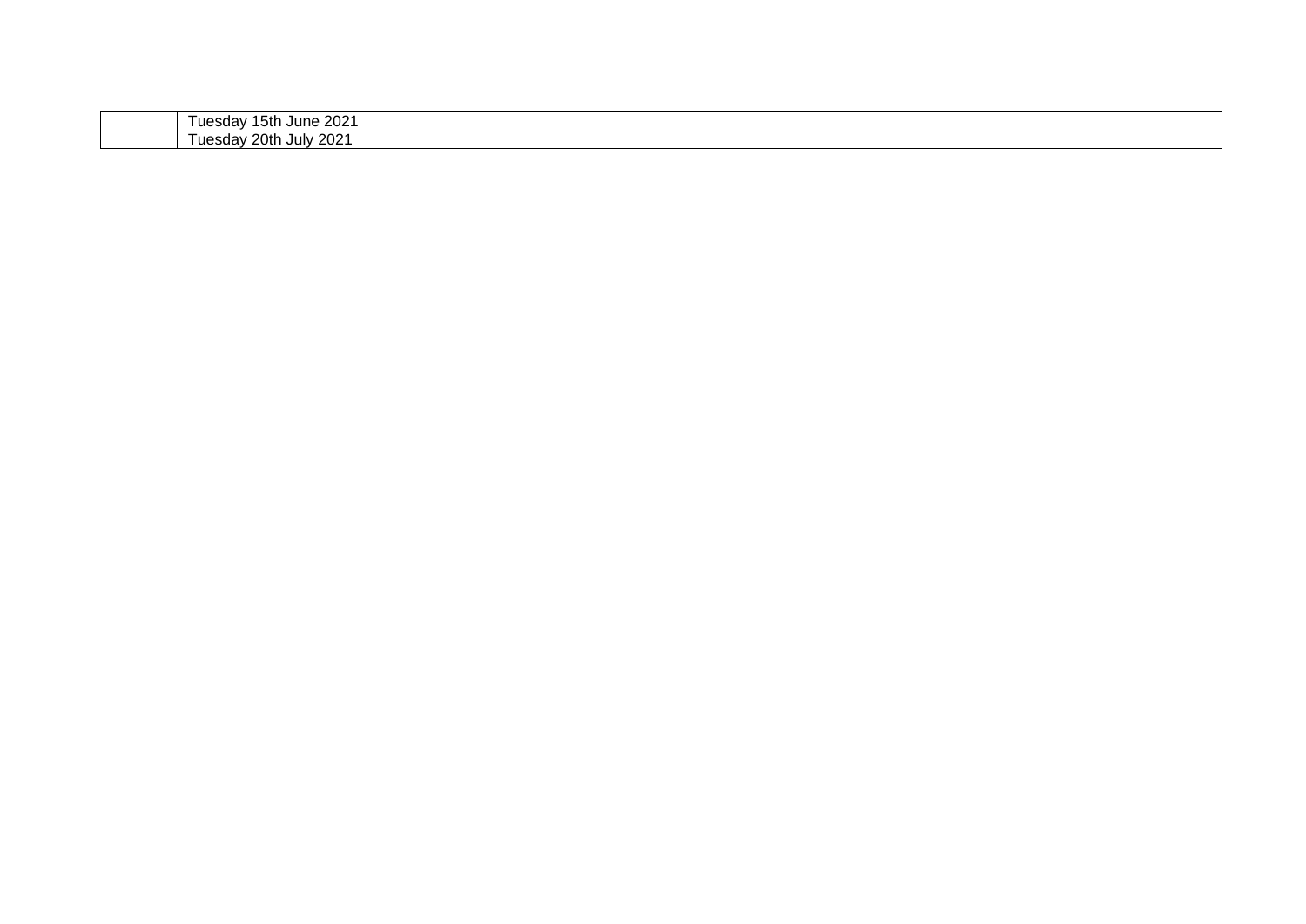| | | |
|---|---|---|
| | Tuesday 15th June 2021<br>Tuesday 20th July 2021 | |